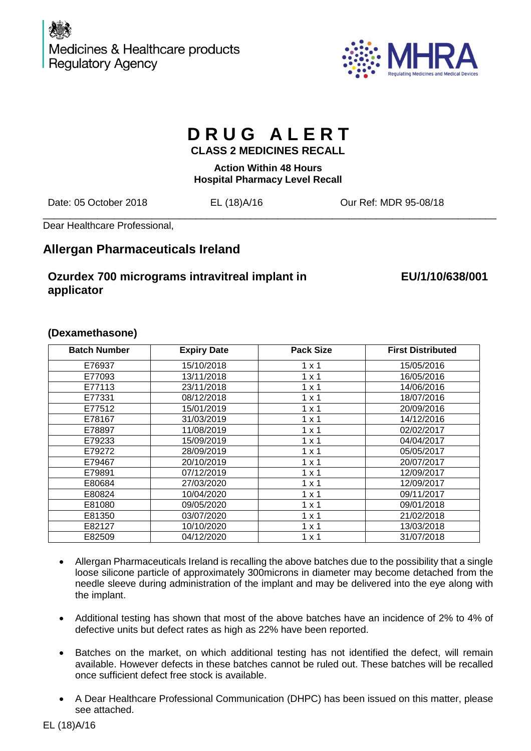Medicines & Healthcare products Regulatory Agency

MHRA
Regulating Medicines and Medical Devices

# DRUG ALERT

## CLASS 2 MEDICINES RECALL

**Action Within 48 Hours**
**Hospital Pharmacy Level Recall**

Date: 05 October 2018 | EL (18)A/16 | Our Ref: MDR 95-08/18

---

Dear Healthcare Professional,

## Allergan Pharmaceuticals Ireland

### Ozurdex 700 micrograms intravitreal implant in applicator

**EU/1/10/638/001**

### (Dexamethasone)

| Batch Number | Expiry Date | Pack Size | First Distributed |
|---|---|---|---|
| E76937 | 15/10/2018 | 1 x 1 | 15/05/2016 |
| E77093 | 13/11/2018 | 1 x 1 | 16/05/2016 |
| E77113 | 23/11/2018 | 1 x 1 | 14/06/2016 |
| E77331 | 08/12/2018 | 1 x 1 | 18/07/2016 |
| E77512 | 15/01/2019 | 1 x 1 | 20/09/2016 |
| E78167 | 31/03/2019 | 1 x 1 | 14/12/2016 |
| E78897 | 11/08/2019 | 1 x 1 | 02/02/2017 |
| E79233 | 15/09/2019 | 1 x 1 | 04/04/2017 |
| E79272 | 28/09/2019 | 1 x 1 | 05/05/2017 |
| E79467 | 20/10/2019 | 1 x 1 | 20/07/2017 |
| E79891 | 07/12/2019 | 1 x 1 | 12/09/2017 |
| E80684 | 27/03/2020 | 1 x 1 | 12/09/2017 |
| E80824 | 10/04/2020 | 1 x 1 | 09/11/2017 |
| E81080 | 09/05/2020 | 1 x 1 | 09/01/2018 |
| E81350 | 03/07/2020 | 1 x 1 | 21/02/2018 |
| E82127 | 10/10/2020 | 1 x 1 | 13/03/2018 |
| E82509 | 04/12/2020 | 1 x 1 | 31/07/2018 |

- Allergan Pharmaceuticals Ireland is recalling the above batches due to the possibility that a single loose silicone particle of approximately 300microns in diameter may become detached from the needle sleeve during administration of the implant and may be delivered into the eye along with the implant.

- Additional testing has shown that most of the above batches have an incidence of 2% to 4% of defective units but defect rates as high as 22% have been reported.

- Batches on the market, on which additional testing has not identified the defect, will remain available. However defects in these batches cannot be ruled out. These batches will be recalled once sufficient defect free stock is available.

- A Dear Healthcare Professional Communication (DHPC) has been issued on this matter, please see attached.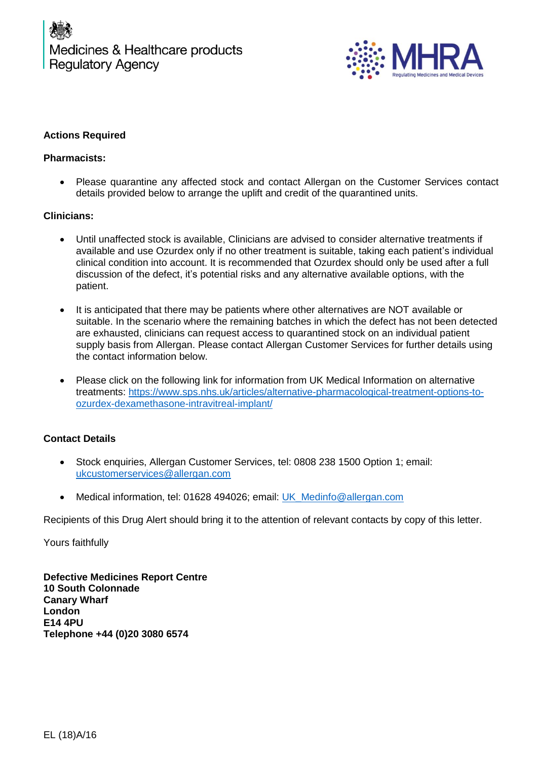**Actions Required**

**Pharmacists:**

- Please quarantine any affected stock and contact Allergan on the Customer Services contact details provided below to arrange the uplift and credit of the quarantined units.

**Clinicians:**

- Until unaffected stock is available, Clinicians are advised to consider alternative treatments if available and use Ozurdex only if no other treatment is suitable, taking each patient's individual clinical condition into account. It is recommended that Ozurdex should only be used after a full discussion of the defect, it's potential risks and any alternative available options, with the patient.

- It is anticipated that there may be patients where other alternatives are NOT available or suitable. In the scenario where the remaining batches in which the defect has not been detected are exhausted, clinicians can request access to quarantined stock on an individual patient supply basis from Allergan. Please contact Allergan Customer Services for further details using the contact information below.

- Please click on the following link for information from UK Medical Information on alternative treatments: https://www.sps.nhs.uk/articles/alternative-pharmacological-treatment-options-to-ozurdex-dexamethasone-intravitreal-implant/

**Contact Details**

- Stock enquiries, Allergan Customer Services, tel: 0808 238 1500 Option 1; email: ukcustomerservices@allergan.com

- Medical information, tel: 01628 494026; email: UK_Medinfo@allergan.com

Recipients of this Drug Alert should bring it to the attention of relevant contacts by copy of this letter.

Yours faithfully

**Defective Medicines Report Centre**
**10 South Colonnade**
**Canary Wharf**
**London**
**E14 4PU**
**Telephone +44 (0)20 3080 6574**

EL (18)A/16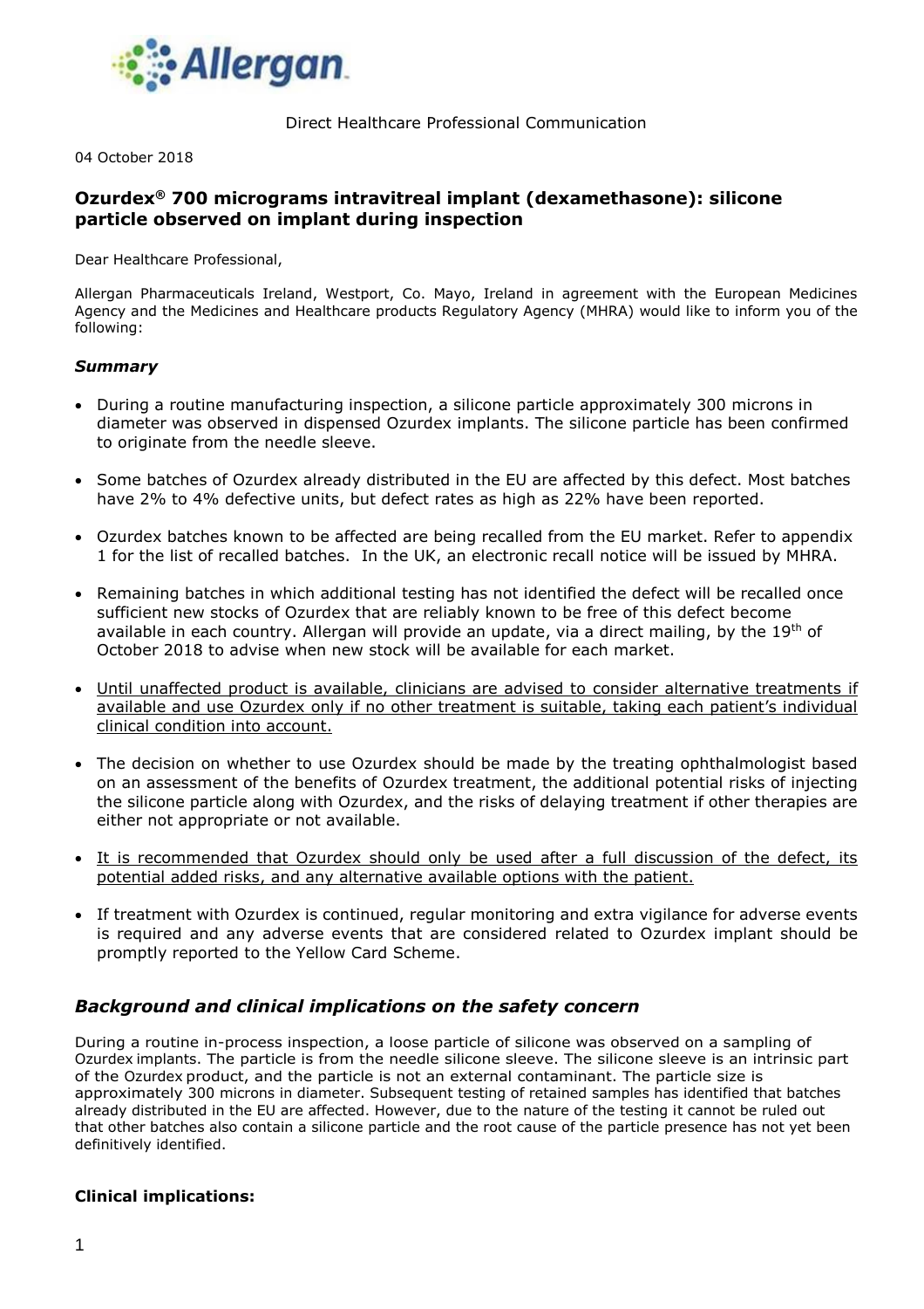Direct Healthcare Professional Communication

04 October 2018

## Ozurdex® 700 micrograms intravitreal implant (dexamethasone): silicone particle observed on implant during inspection

Dear Healthcare Professional,

Allergan Pharmaceuticals Ireland, Westport, Co. Mayo, Ireland in agreement with the European Medicines Agency and the Medicines and Healthcare products Regulatory Agency (MHRA) would like to inform you of the following:

### *Summary*

- During a routine manufacturing inspection, a silicone particle approximately 300 microns in diameter was observed in dispensed Ozurdex implants. The silicone particle has been confirmed to originate from the needle sleeve.
- Some batches of Ozurdex already distributed in the EU are affected by this defect. Most batches have 2% to 4% defective units, but defect rates as high as 22% have been reported.
- Ozurdex batches known to be affected are being recalled from the EU market. Refer to appendix 1 for the list of recalled batches. In the UK, an electronic recall notice will be issued by MHRA.
- Remaining batches in which additional testing has not identified the defect will be recalled once sufficient new stocks of Ozurdex that are reliably known to be free of this defect become available in each country. Allergan will provide an update, via a direct mailing, by the 19th of October 2018 to advise when new stock will be available for each market.
- <u>Until unaffected product is available, clinicians are advised to consider alternative treatments if available and use Ozurdex only if no other treatment is suitable, taking each patient's individual clinical condition into account.</u>
- The decision on whether to use Ozurdex should be made by the treating ophthalmologist based on an assessment of the benefits of Ozurdex treatment, the additional potential risks of injecting the silicone particle along with Ozurdex, and the risks of delaying treatment if other therapies are either not appropriate or not available.
- <u>It is recommended that Ozurdex should only be used after a full discussion of the defect, its potential added risks, and any alternative available options with the patient.</u>
- If treatment with Ozurdex is continued, regular monitoring and extra vigilance for adverse events is required and any adverse events that are considered related to Ozurdex implant should be promptly reported to the Yellow Card Scheme.

## *Background and clinical implications on the safety concern*

During a routine in-process inspection, a loose particle of silicone was observed on a sampling of Ozurdex implants. The particle is from the needle silicone sleeve. The silicone sleeve is an intrinsic part of the Ozurdex product, and the particle is not an external contaminant. The particle size is approximately 300 microns in diameter. Subsequent testing of retained samples has identified that batches already distributed in the EU are affected. However, due to the nature of the testing it cannot be ruled out that other batches also contain a silicone particle and the root cause of the particle presence has not yet been definitively identified.

### Clinical implications: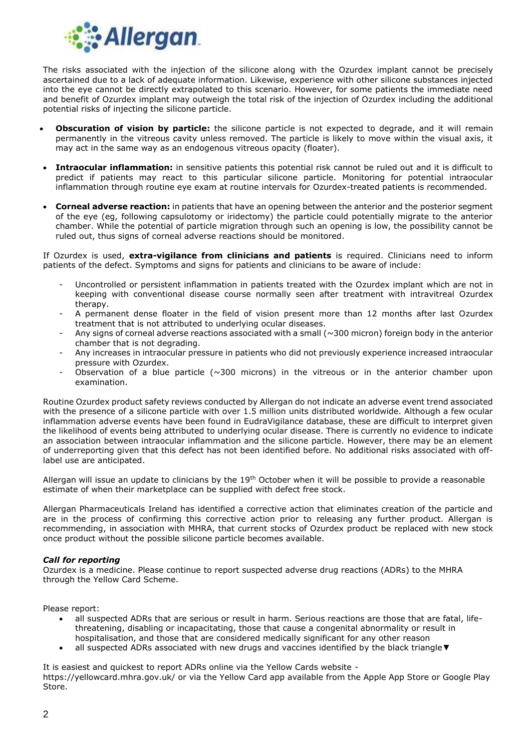The risks associated with the injection of the silicone along with the Ozurdex implant cannot be precisely ascertained due to a lack of adequate information. Likewise, experience with other silicone substances injected into the eye cannot be directly extrapolated to this scenario. However, for some patients the immediate need and benefit of Ozurdex implant may outweigh the total risk of the injection of Ozurdex including the additional potential risks of injecting the silicone particle.

- **Obscuration of vision by particle:** the silicone particle is not expected to degrade, and it will remain permanently in the vitreous cavity unless removed. The particle is likely to move within the visual axis, it may act in the same way as an endogenous vitreous opacity (floater).
- **Intraocular inflammation:** in sensitive patients this potential risk cannot be ruled out and it is difficult to predict if patients may react to this particular silicone particle. Monitoring for potential intraocular inflammation through routine eye exam at routine intervals for Ozurdex-treated patients is recommended.
- **Corneal adverse reaction:** in patients that have an opening between the anterior and the posterior segment of the eye (eg, following capsulotomy or iridectomy) the particle could potentially migrate to the anterior chamber. While the potential of particle migration through such an opening is low, the possibility cannot be ruled out, thus signs of corneal adverse reactions should be monitored.

If Ozurdex is used, **extra-vigilance from clinicians and patients** is required. Clinicians need to inform patients of the defect. Symptoms and signs for patients and clinicians to be aware of include:

- Uncontrolled or persistent inflammation in patients treated with the Ozurdex implant which are not in keeping with conventional disease course normally seen after treatment with intravitreal Ozurdex therapy.
- A permanent dense floater in the field of vision present more than 12 months after last Ozurdex treatment that is not attributed to underlying ocular diseases.
- Any signs of corneal adverse reactions associated with a small (~300 micron) foreign body in the anterior chamber that is not degrading.
- Any increases in intraocular pressure in patients who did not previously experience increased intraocular pressure with Ozurdex.
- Observation of a blue particle (~300 microns) in the vitreous or in the anterior chamber upon examination.

Routine Ozurdex product safety reviews conducted by Allergan do not indicate an adverse event trend associated with the presence of a silicone particle with over 1.5 million units distributed worldwide. Although a few ocular inflammation adverse events have been found in EudraVigilance database, these are difficult to interpret given the likelihood of events being attributed to underlying ocular disease. There is currently no evidence to indicate an association between intraocular inflammation and the silicone particle. However, there may be an element of underreporting given that this defect has not been identified before. No additional risks associated with off-label use are anticipated.

Allergan will issue an update to clinicians by the 19th October when it will be possible to provide a reasonable estimate of when their marketplace can be supplied with defect free stock.

Allergan Pharmaceuticals Ireland has identified a corrective action that eliminates creation of the particle and are in the process of confirming this corrective action prior to releasing any further product. Allergan is recommending, in association with MHRA, that current stocks of Ozurdex product be replaced with new stock once product without the possible silicone particle becomes available.

***Call for reporting***

Ozurdex is a medicine. Please continue to report suspected adverse drug reactions (ADRs) to the MHRA through the Yellow Card Scheme.

Please report:

- all suspected ADRs that are serious or result in harm. Serious reactions are those that are fatal, life-threatening, disabling or incapacitating, those that cause a congenital abnormality or result in hospitalisation, and those that are considered medically significant for any other reason
- all suspected ADRs associated with new drugs and vaccines identified by the black triangle▼

It is easiest and quickest to report ADRs online via the Yellow Cards website - https://yellowcard.mhra.gov.uk/ or via the Yellow Card app available from the Apple App Store or Google Play Store.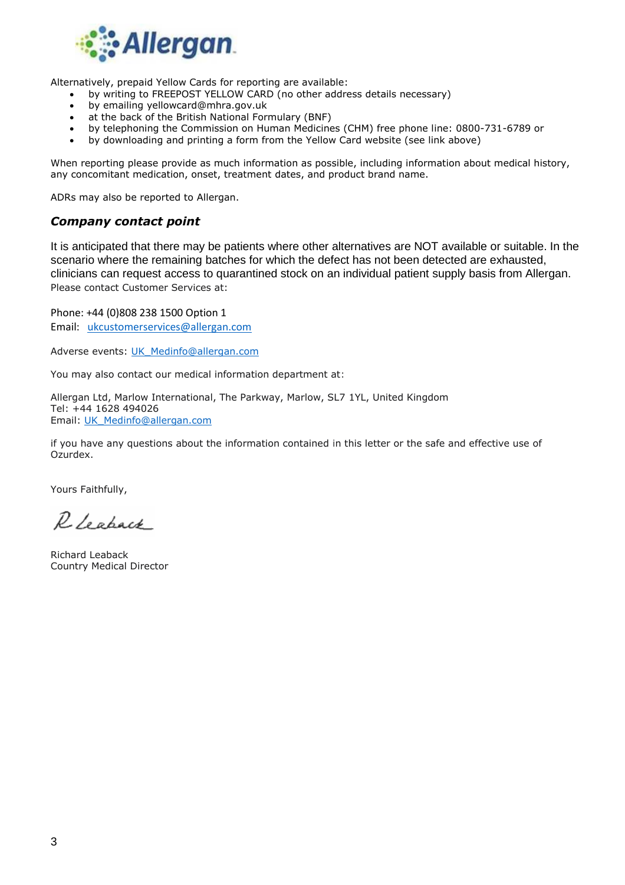Alternatively, prepaid Yellow Cards for reporting are available:

- by writing to FREEPOST YELLOW CARD (no other address details necessary)
- by emailing yellowcard@mhra.gov.uk
- at the back of the British National Formulary (BNF)
- by telephoning the Commission on Human Medicines (CHM) free phone line: 0800-731-6789 or
- by downloading and printing a form from the Yellow Card website (see link above)

When reporting please provide as much information as possible, including information about medical history, any concomitant medication, onset, treatment dates, and product brand name.

ADRs may also be reported to Allergan.

### *Company contact point*

It is anticipated that there may be patients where other alternatives are NOT available or suitable. In the scenario where the remaining batches for which the defect has not been detected are exhausted, clinicians can request access to quarantined stock on an individual patient supply basis from Allergan. Please contact Customer Services at:

Phone: +44 (0)808 238 1500 Option 1
Email: ukcustomerservices@allergan.com

Adverse events: UK_Medinfo@allergan.com

You may also contact our medical information department at:

Allergan Ltd, Marlow International, The Parkway, Marlow, SL7 1YL, United Kingdom
Tel: +44 1628 494026
Email: UK_Medinfo@allergan.com

if you have any questions about the information contained in this letter or the safe and effective use of Ozurdex.

Yours Faithfully,

R Leaback

Richard Leaback
Country Medical Director